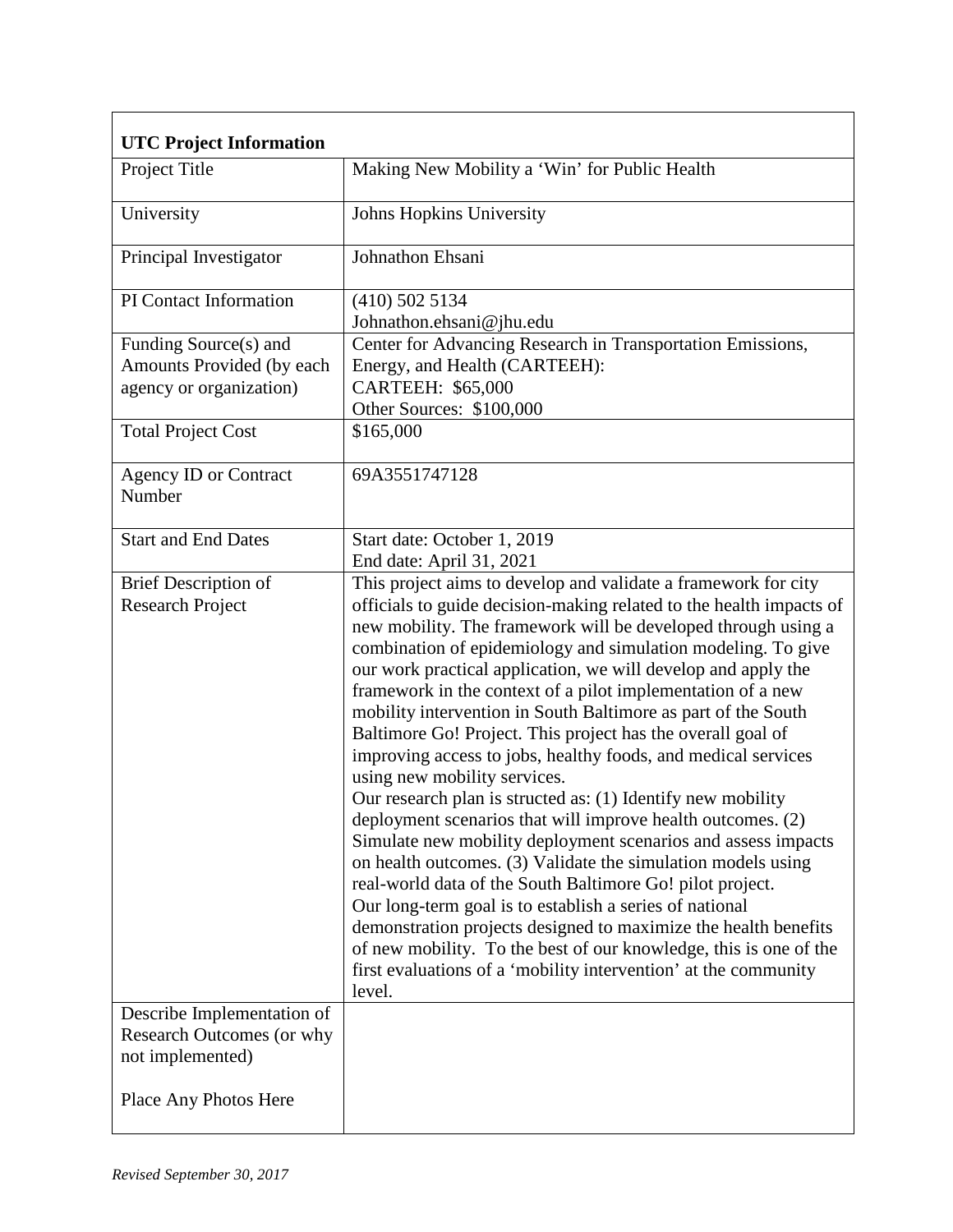| **UTC Project Information** | |
|---|---|
| Project Title | Making New Mobility a 'Win' for Public Health |
| University | Johns Hopkins University |
| Principal Investigator | Johnathon Ehsani |
| PI Contact Information | (410) 502 5134<br>Johnathon.ehsani@jhu.edu |
| Funding Source(s) and Amounts Provided (by each agency or organization) | Center for Advancing Research in Transportation Emissions, Energy, and Health (CARTEEH):<br>CARTEEH: $65,000<br>Other Sources: $100,000 |
| Total Project Cost | $165,000 |
| Agency ID or Contract Number | 69A3551747128 |
| Start and End Dates | Start date: October 1, 2019<br>End date: April 31, 2021 |
| Brief Description of Research Project | This project aims to develop and validate a framework for city officials to guide decision-making related to the health impacts of new mobility. The framework will be developed through using a combination of epidemiology and simulation modeling. To give our work practical application, we will develop and apply the framework in the context of a pilot implementation of a new mobility intervention in South Baltimore as part of the South Baltimore Go! Project. This project has the overall goal of improving access to jobs, healthy foods, and medical services using new mobility services.<br>Our research plan is structed as: (1) Identify new mobility deployment scenarios that will improve health outcomes. (2) Simulate new mobility deployment scenarios and assess impacts on health outcomes. (3) Validate the simulation models using real-world data of the South Baltimore Go! pilot project.<br>Our long-term goal is to establish a series of national demonstration projects designed to maximize the health benefits of new mobility. To the best of our knowledge, this is one of the first evaluations of a 'mobility intervention' at the community level. |
| Describe Implementation of Research Outcomes (or why not implemented)<br><br>Place Any Photos Here | |

*Revised September 30, 2017*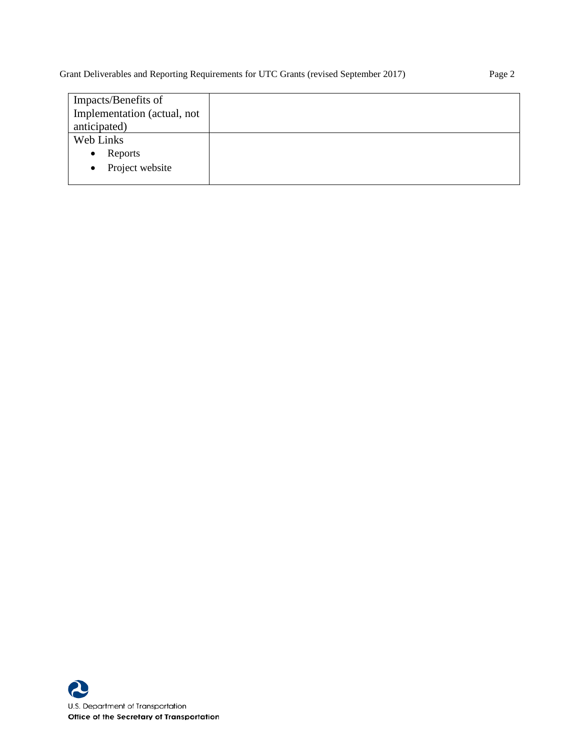| | |
|---|---|
| Impacts/Benefits of Implementation (actual, not anticipated) | |
| Web Links<br>• Reports<br>• Project website | |

U.S. Department of Transportation
**Office of the Secretary of Transportation**